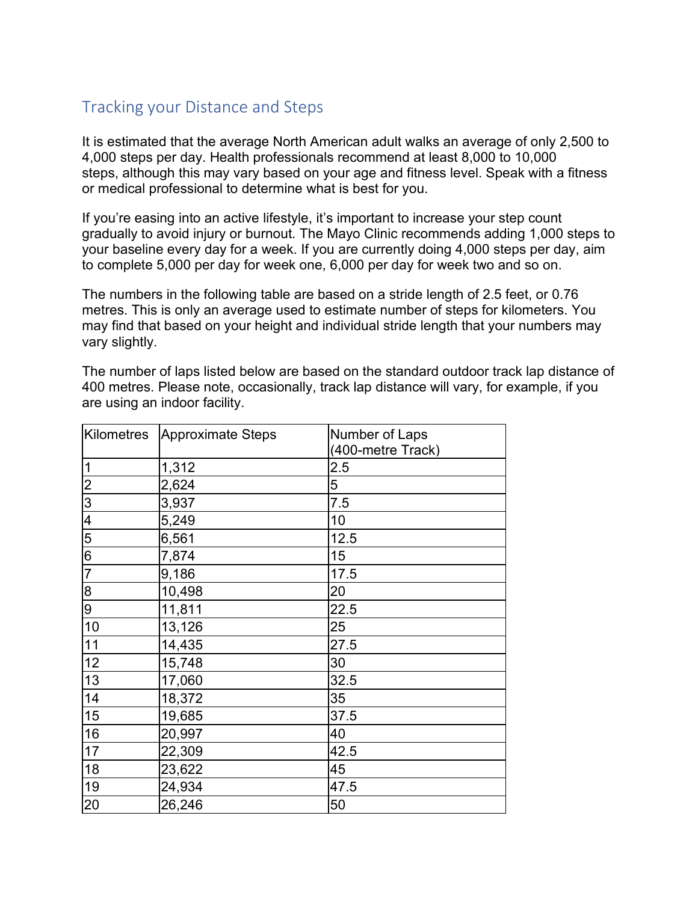## Tracking your Distance and Steps

It is estimated that the average North American adult walks an average of only 2,500 to 4,000 steps per day. Health professionals recommend at least 8,000 to 10,000 steps, although this may vary based on your age and fitness level. Speak with a fitness or medical professional to determine what is best for you.

If you're easing into an active lifestyle, it's important to increase your step count gradually to avoid injury or burnout. The Mayo Clinic recommends adding 1,000 steps to your baseline every day for a week. If you are currently doing 4,000 steps per day, aim to complete 5,000 per day for week one, 6,000 per day for week two and so on.

The numbers in the following table are based on a stride length of 2.5 feet, or 0.76 metres. This is only an average used to estimate number of steps for kilometers. You may find that based on your height and individual stride length that your numbers may vary slightly.

The number of laps listed below are based on the standard outdoor track lap distance of 400 metres. Please note, occasionally, track lap distance will vary, for example, if you are using an indoor facility.

| Kilometres | Approximate Steps | Number of Laps (400-metre Track) |
|---|---|---|
| 1 | 1,312 | 2.5 |
| 2 | 2,624 | 5 |
| 3 | 3,937 | 7.5 |
| 4 | 5,249 | 10 |
| 5 | 6,561 | 12.5 |
| 6 | 7,874 | 15 |
| 7 | 9,186 | 17.5 |
| 8 | 10,498 | 20 |
| 9 | 11,811 | 22.5 |
| 10 | 13,126 | 25 |
| 11 | 14,435 | 27.5 |
| 12 | 15,748 | 30 |
| 13 | 17,060 | 32.5 |
| 14 | 18,372 | 35 |
| 15 | 19,685 | 37.5 |
| 16 | 20,997 | 40 |
| 17 | 22,309 | 42.5 |
| 18 | 23,622 | 45 |
| 19 | 24,934 | 47.5 |
| 20 | 26,246 | 50 |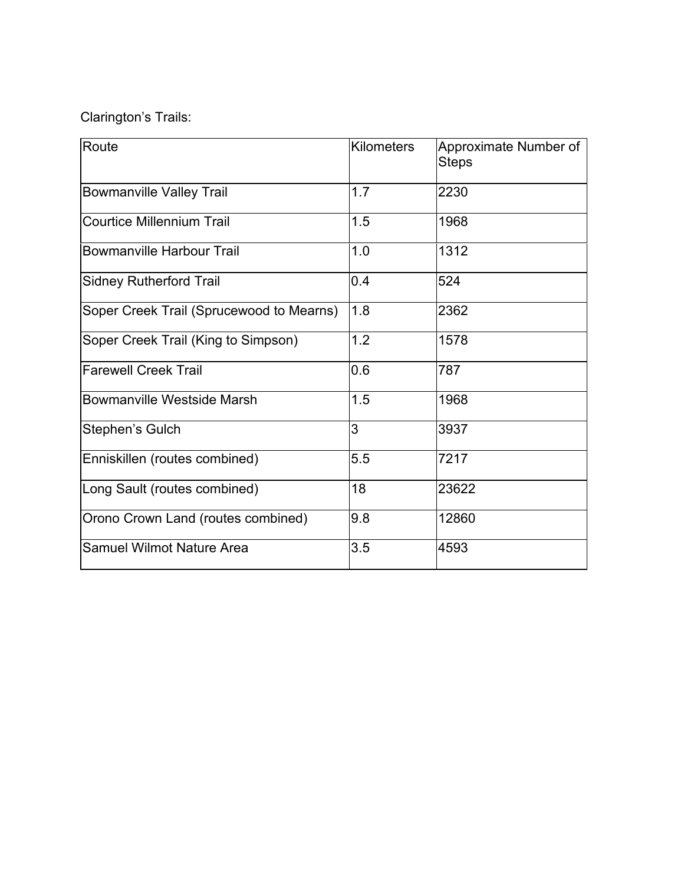Clarington's Trails:

| Route | Kilometers | Approximate Number of Steps |
|---|---|---|
| Bowmanville Valley Trail | 1.7 | 2230 |
| Courtice Millennium Trail | 1.5 | 1968 |
| Bowmanville Harbour Trail | 1.0 | 1312 |
| Sidney Rutherford Trail | 0.4 | 524 |
| Soper Creek Trail (Sprucewood to Mearns) | 1.8 | 2362 |
| Soper Creek Trail (King to Simpson) | 1.2 | 1578 |
| Farewell Creek Trail | 0.6 | 787 |
| Bowmanville Westside Marsh | 1.5 | 1968 |
| Stephen's Gulch | 3 | 3937 |
| Enniskillen (routes combined) | 5.5 | 7217 |
| Long Sault (routes combined) | 18 | 23622 |
| Orono Crown Land (routes combined) | 9.8 | 12860 |
| Samuel Wilmot Nature Area | 3.5 | 4593 |